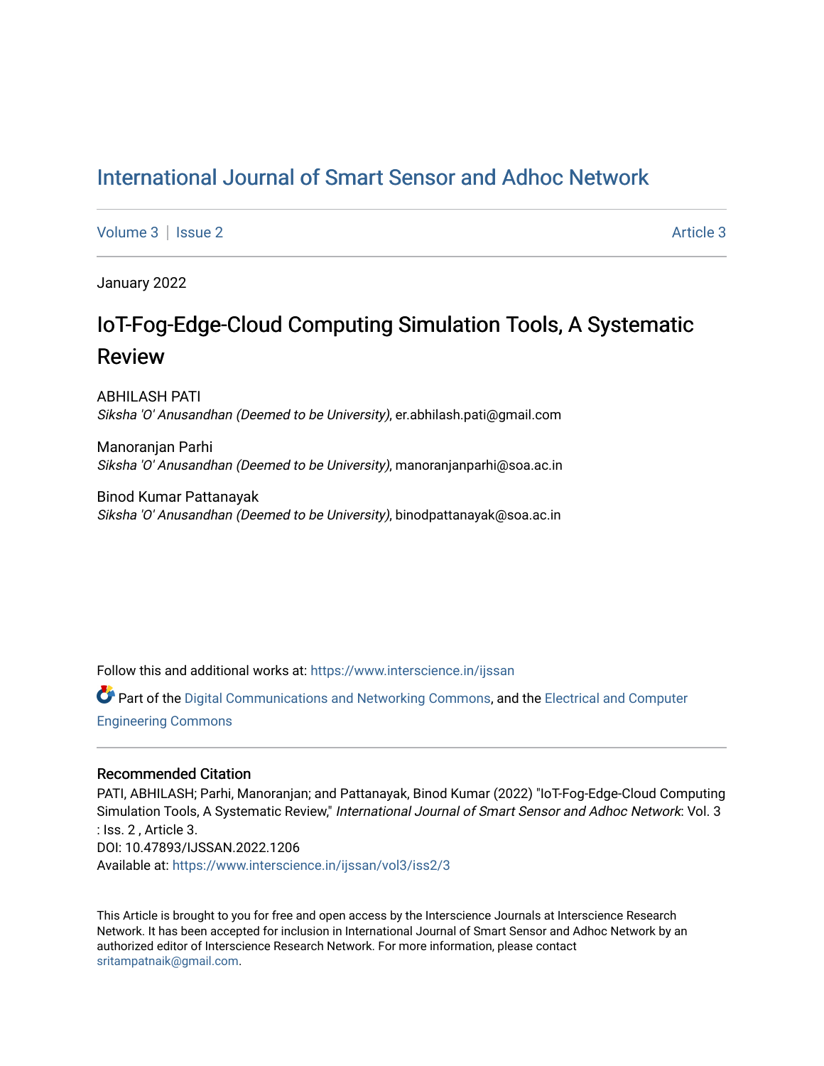# International Journal of Smart Sensor and Adhoc Network

Volume 3 | Issue 2 Article 3

January 2022

## IoT-Fog-Edge-Cloud Computing Simulation Tools, A Systematic Review

ABHILASH PATI
*Siksha 'O' Anusandhan (Deemed to be University)*, er.abhilash.pati@gmail.com

Manoranjan Parhi
*Siksha 'O' Anusandhan (Deemed to be University)*, manoranjanparhi@soa.ac.in

Binod Kumar Pattanayak
*Siksha 'O' Anusandhan (Deemed to be University)*, binodpattanayak@soa.ac.in

Follow this and additional works at: https://www.interscience.in/ijssan

Part of the Digital Communications and Networking Commons, and the Electrical and Computer Engineering Commons

### Recommended Citation

PATI, ABHILASH; Parhi, Manoranjan; and Pattanayak, Binod Kumar (2022) "IoT-Fog-Edge-Cloud Computing Simulation Tools, A Systematic Review," *International Journal of Smart Sensor and Adhoc Network*: Vol. 3 : Iss. 2 , Article 3.
DOI: 10.47893/IJSSAN.2022.1206
Available at: https://www.interscience.in/ijssan/vol3/iss2/3

This Article is brought to you for free and open access by the Interscience Journals at Interscience Research Network. It has been accepted for inclusion in International Journal of Smart Sensor and Adhoc Network by an authorized editor of Interscience Research Network. For more information, please contact sritampatnaik@gmail.com.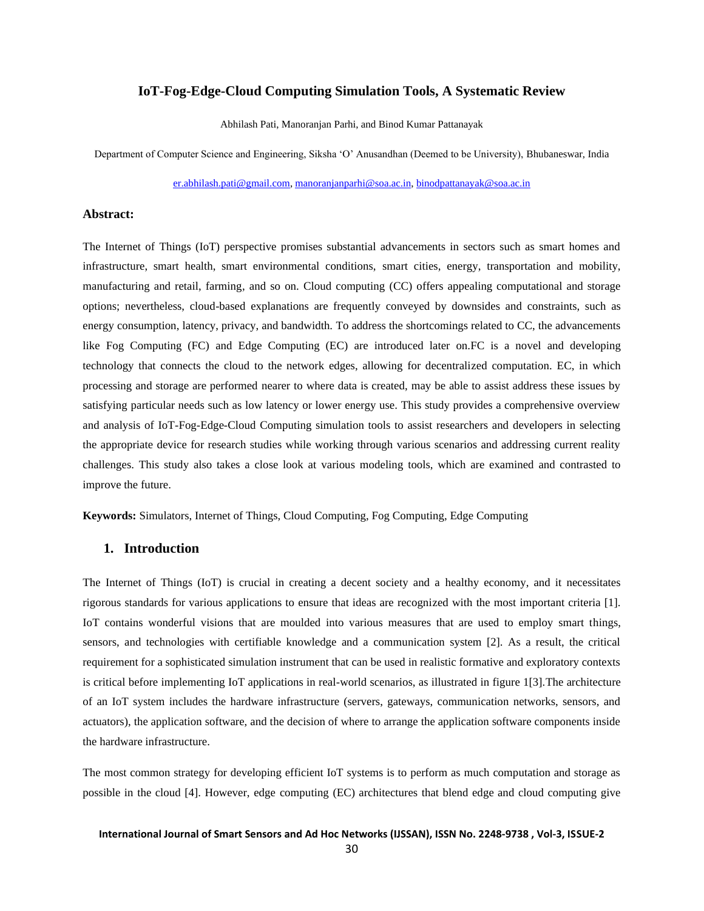# IoT-Fog-Edge-Cloud Computing Simulation Tools, A Systematic Review

Abhilash Pati, Manoranjan Parhi, and Binod Kumar Pattanayak

Department of Computer Science and Engineering, Siksha 'O' Anusandhan (Deemed to be University), Bhubaneswar, India

er.abhilash.pati@gmail.com, manoranjanparhi@soa.ac.in, binodpattanayak@soa.ac.in

## Abstract:

The Internet of Things (IoT) perspective promises substantial advancements in sectors such as smart homes and infrastructure, smart health, smart environmental conditions, smart cities, energy, transportation and mobility, manufacturing and retail, farming, and so on. Cloud computing (CC) offers appealing computational and storage options; nevertheless, cloud-based explanations are frequently conveyed by downsides and constraints, such as energy consumption, latency, privacy, and bandwidth. To address the shortcomings related to CC, the advancements like Fog Computing (FC) and Edge Computing (EC) are introduced later on.FC is a novel and developing technology that connects the cloud to the network edges, allowing for decentralized computation. EC, in which processing and storage are performed nearer to where data is created, may be able to assist address these issues by satisfying particular needs such as low latency or lower energy use. This study provides a comprehensive overview and analysis of IoT-Fog-Edge-Cloud Computing simulation tools to assist researchers and developers in selecting the appropriate device for research studies while working through various scenarios and addressing current reality challenges. This study also takes a close look at various modeling tools, which are examined and contrasted to improve the future.

**Keywords:** Simulators, Internet of Things, Cloud Computing, Fog Computing, Edge Computing

## 1. Introduction

The Internet of Things (IoT) is crucial in creating a decent society and a healthy economy, and it necessitates rigorous standards for various applications to ensure that ideas are recognized with the most important criteria [1]. IoT contains wonderful visions that are moulded into various measures that are used to employ smart things, sensors, and technologies with certifiable knowledge and a communication system [2]. As a result, the critical requirement for a sophisticated simulation instrument that can be used in realistic formative and exploratory contexts is critical before implementing IoT applications in real-world scenarios, as illustrated in figure 1[3].The architecture of an IoT system includes the hardware infrastructure (servers, gateways, communication networks, sensors, and actuators), the application software, and the decision of where to arrange the application software components inside the hardware infrastructure.

The most common strategy for developing efficient IoT systems is to perform as much computation and storage as possible in the cloud [4]. However, edge computing (EC) architectures that blend edge and cloud computing give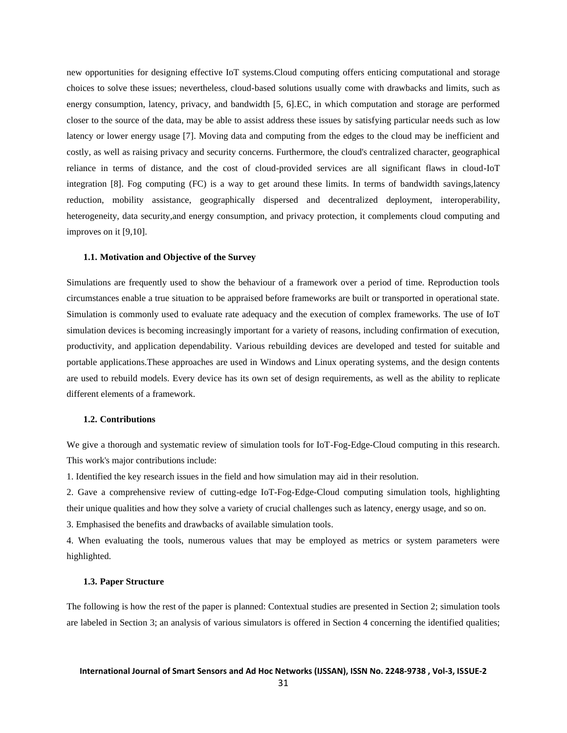new opportunities for designing effective IoT systems.Cloud computing offers enticing computational and storage choices to solve these issues; nevertheless, cloud-based solutions usually come with drawbacks and limits, such as energy consumption, latency, privacy, and bandwidth [5, 6].EC, in which computation and storage are performed closer to the source of the data, may be able to assist address these issues by satisfying particular needs such as low latency or lower energy usage [7]. Moving data and computing from the edges to the cloud may be inefficient and costly, as well as raising privacy and security concerns. Furthermore, the cloud's centralized character, geographical reliance in terms of distance, and the cost of cloud-provided services are all significant flaws in cloud-IoT integration [8]. Fog computing (FC) is a way to get around these limits. In terms of bandwidth savings,latency reduction, mobility assistance, geographically dispersed and decentralized deployment, interoperability, heterogeneity, data security,and energy consumption, and privacy protection, it complements cloud computing and improves on it [9,10].

### 1.1. Motivation and Objective of the Survey

Simulations are frequently used to show the behaviour of a framework over a period of time. Reproduction tools circumstances enable a true situation to be appraised before frameworks are built or transported in operational state. Simulation is commonly used to evaluate rate adequacy and the execution of complex frameworks. The use of IoT simulation devices is becoming increasingly important for a variety of reasons, including confirmation of execution, productivity, and application dependability. Various rebuilding devices are developed and tested for suitable and portable applications.These approaches are used in Windows and Linux operating systems, and the design contents are used to rebuild models. Every device has its own set of design requirements, as well as the ability to replicate different elements of a framework.

### 1.2. Contributions

We give a thorough and systematic review of simulation tools for IoT-Fog-Edge-Cloud computing in this research. This work's major contributions include:

1. Identified the key research issues in the field and how simulation may aid in their resolution.
2. Gave a comprehensive review of cutting-edge IoT-Fog-Edge-Cloud computing simulation tools, highlighting their unique qualities and how they solve a variety of crucial challenges such as latency, energy usage, and so on.
3. Emphasised the benefits and drawbacks of available simulation tools.
4. When evaluating the tools, numerous values that may be employed as metrics or system parameters were highlighted.

### 1.3. Paper Structure

The following is how the rest of the paper is planned: Contextual studies are presented in Section 2; simulation tools are labeled in Section 3; an analysis of various simulators is offered in Section 4 concerning the identified qualities;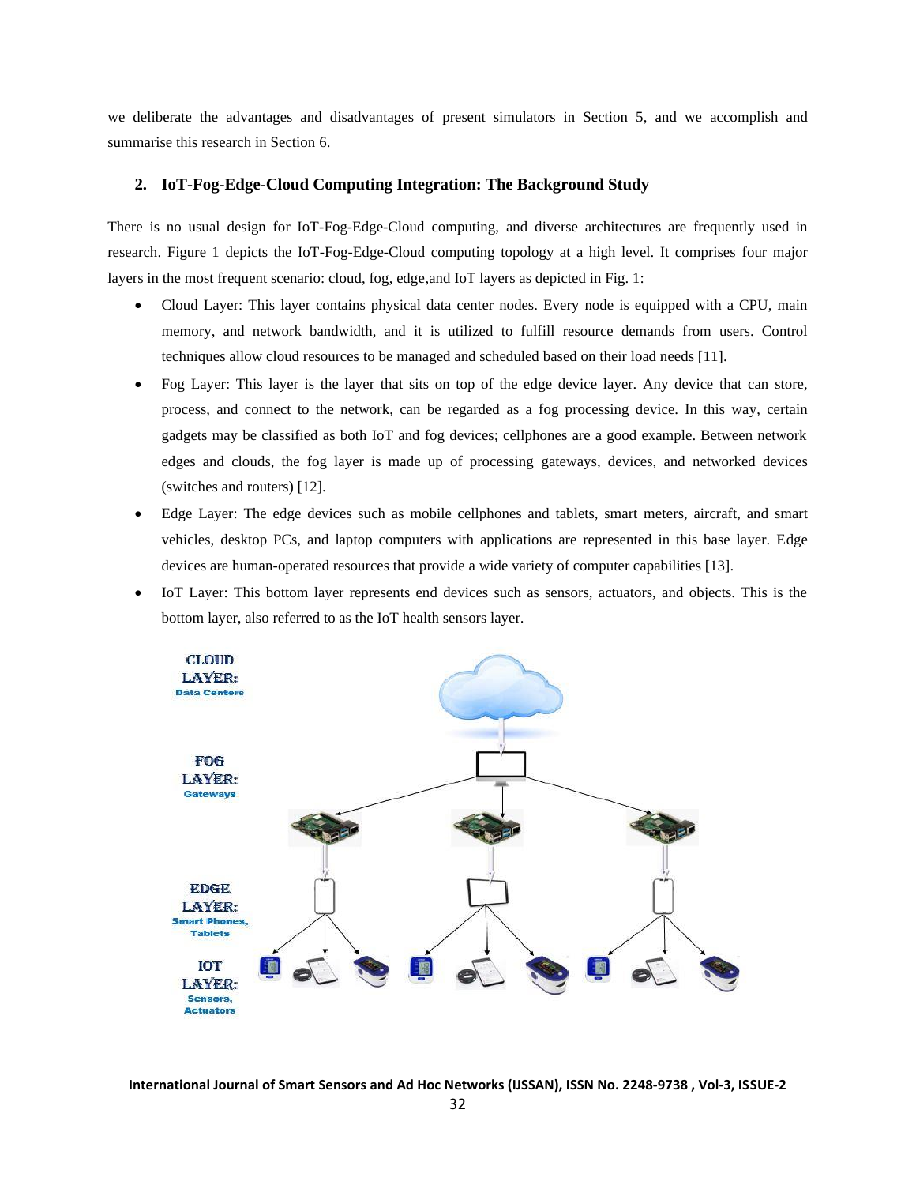we deliberate the advantages and disadvantages of present simulators in Section 5, and we accomplish and summarise this research in Section 6.

## 2. IoT-Fog-Edge-Cloud Computing Integration: The Background Study

There is no usual design for IoT-Fog-Edge-Cloud computing, and diverse architectures are frequently used in research. Figure 1 depicts the IoT-Fog-Edge-Cloud computing topology at a high level. It comprises four major layers in the most frequent scenario: cloud, fog, edge,and IoT layers as depicted in Fig. 1:

- Cloud Layer: This layer contains physical data center nodes. Every node is equipped with a CPU, main memory, and network bandwidth, and it is utilized to fulfill resource demands from users. Control techniques allow cloud resources to be managed and scheduled based on their load needs [11].
- Fog Layer: This layer is the layer that sits on top of the edge device layer. Any device that can store, process, and connect to the network, can be regarded as a fog processing device. In this way, certain gadgets may be classified as both IoT and fog devices; cellphones are a good example. Between network edges and clouds, the fog layer is made up of processing gateways, devices, and networked devices (switches and routers) [12].
- Edge Layer: The edge devices such as mobile cellphones and tablets, smart meters, aircraft, and smart vehicles, desktop PCs, and laptop computers with applications are represented in this base layer. Edge devices are human-operated resources that provide a wide variety of computer capabilities [13].
- IoT Layer: This bottom layer represents end devices such as sensors, actuators, and objects. This is the bottom layer, also referred to as the IoT health sensors layer.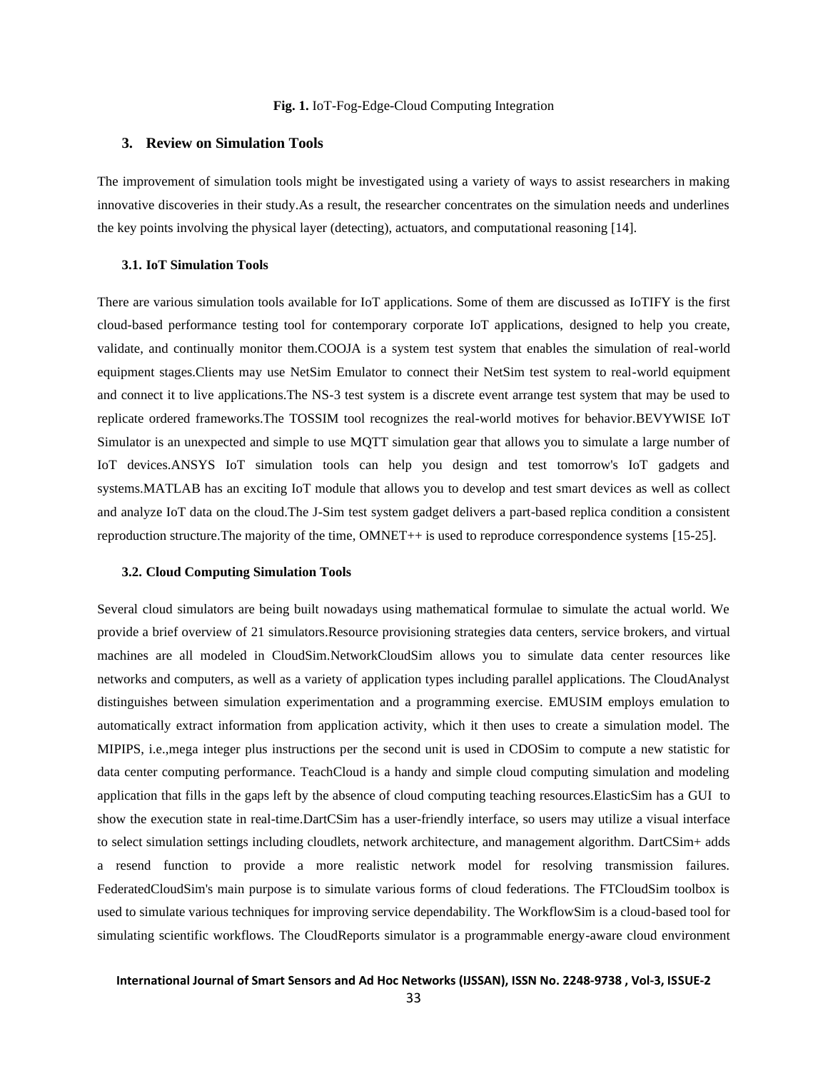**Fig. 1.** IoT-Fog-Edge-Cloud Computing Integration

## 3. Review on Simulation Tools

The improvement of simulation tools might be investigated using a variety of ways to assist researchers in making innovative discoveries in their study.As a result, the researcher concentrates on the simulation needs and underlines the key points involving the physical layer (detecting), actuators, and computational reasoning [14].

### 3.1. IoT Simulation Tools

There are various simulation tools available for IoT applications. Some of them are discussed as IoTIFY is the first cloud-based performance testing tool for contemporary corporate IoT applications, designed to help you create, validate, and continually monitor them.COOJA is a system test system that enables the simulation of real-world equipment stages.Clients may use NetSim Emulator to connect their NetSim test system to real-world equipment and connect it to live applications.The NS-3 test system is a discrete event arrange test system that may be used to replicate ordered frameworks.The TOSSIM tool recognizes the real-world motives for behavior.BEVYWISE IoT Simulator is an unexpected and simple to use MQTT simulation gear that allows you to simulate a large number of IoT devices.ANSYS IoT simulation tools can help you design and test tomorrow's IoT gadgets and systems.MATLAB has an exciting IoT module that allows you to develop and test smart devices as well as collect and analyze IoT data on the cloud.The J-Sim test system gadget delivers a part-based replica condition a consistent reproduction structure.The majority of the time, OMNET++ is used to reproduce correspondence systems [15-25].

### 3.2. Cloud Computing Simulation Tools

Several cloud simulators are being built nowadays using mathematical formulae to simulate the actual world. We provide a brief overview of 21 simulators.Resource provisioning strategies data centers, service brokers, and virtual machines are all modeled in CloudSim.NetworkCloudSim allows you to simulate data center resources like networks and computers, as well as a variety of application types including parallel applications. The CloudAnalyst distinguishes between simulation experimentation and a programming exercise. EMUSIM employs emulation to automatically extract information from application activity, which it then uses to create a simulation model. The MIPIPS, i.e.,mega integer plus instructions per the second unit is used in CDOSim to compute a new statistic for data center computing performance. TeachCloud is a handy and simple cloud computing simulation and modeling application that fills in the gaps left by the absence of cloud computing teaching resources.ElasticSim has a GUI to show the execution state in real-time.DartCSim has a user-friendly interface, so users may utilize a visual interface to select simulation settings including cloudlets, network architecture, and management algorithm. DartCSim+ adds a resend function to provide a more realistic network model for resolving transmission failures. FederatedCloudSim's main purpose is to simulate various forms of cloud federations. The FTCloudSim toolbox is used to simulate various techniques for improving service dependability. The WorkflowSim is a cloud-based tool for simulating scientific workflows. The CloudReports simulator is a programmable energy-aware cloud environment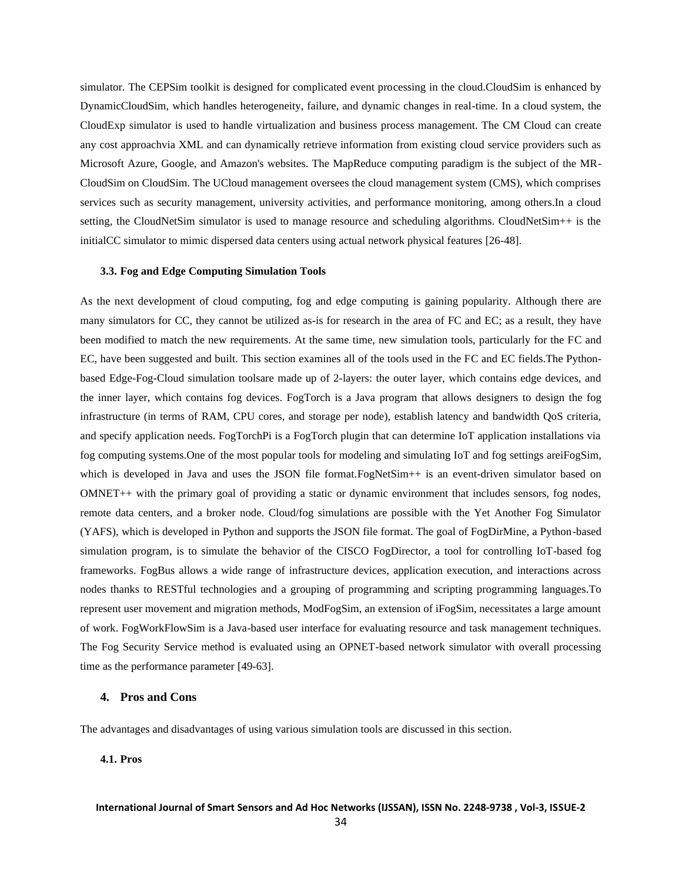simulator. The CEPSim toolkit is designed for complicated event processing in the cloud.CloudSim is enhanced by DynamicCloudSim, which handles heterogeneity, failure, and dynamic changes in real-time. In a cloud system, the CloudExp simulator is used to handle virtualization and business process management. The CM Cloud can create any cost approachvia XML and can dynamically retrieve information from existing cloud service providers such as Microsoft Azure, Google, and Amazon's websites. The MapReduce computing paradigm is the subject of the MR-CloudSim on CloudSim. The UCloud management oversees the cloud management system (CMS), which comprises services such as security management, university activities, and performance monitoring, among others.In a cloud setting, the CloudNetSim simulator is used to manage resource and scheduling algorithms. CloudNetSim++ is the initialCC simulator to mimic dispersed data centers using actual network physical features [26-48].

### 3.3. Fog and Edge Computing Simulation Tools

As the next development of cloud computing, fog and edge computing is gaining popularity. Although there are many simulators for CC, they cannot be utilized as-is for research in the area of FC and EC; as a result, they have been modified to match the new requirements. At the same time, new simulation tools, particularly for the FC and EC, have been suggested and built. This section examines all of the tools used in the FC and EC fields.The Python-based Edge-Fog-Cloud simulation toolsare made up of 2-layers: the outer layer, which contains edge devices, and the inner layer, which contains fog devices. FogTorch is a Java program that allows designers to design the fog infrastructure (in terms of RAM, CPU cores, and storage per node), establish latency and bandwidth QoS criteria, and specify application needs. FogTorchPi is a FogTorch plugin that can determine IoT application installations via fog computing systems.One of the most popular tools for modeling and simulating IoT and fog settings areiFogSim, which is developed in Java and uses the JSON file format.FogNetSim++ is an event-driven simulator based on OMNET++ with the primary goal of providing a static or dynamic environment that includes sensors, fog nodes, remote data centers, and a broker node. Cloud/fog simulations are possible with the Yet Another Fog Simulator (YAFS), which is developed in Python and supports the JSON file format. The goal of FogDirMine, a Python-based simulation program, is to simulate the behavior of the CISCO FogDirector, a tool for controlling IoT-based fog frameworks. FogBus allows a wide range of infrastructure devices, application execution, and interactions across nodes thanks to RESTful technologies and a grouping of programming and scripting programming languages.To represent user movement and migration methods, ModFogSim, an extension of iFogSim, necessitates a large amount of work. FogWorkFlowSim is a Java-based user interface for evaluating resource and task management techniques. The Fog Security Service method is evaluated using an OPNET-based network simulator with overall processing time as the performance parameter [49-63].

## 4. Pros and Cons

The advantages and disadvantages of using various simulation tools are discussed in this section.

### 4.1. Pros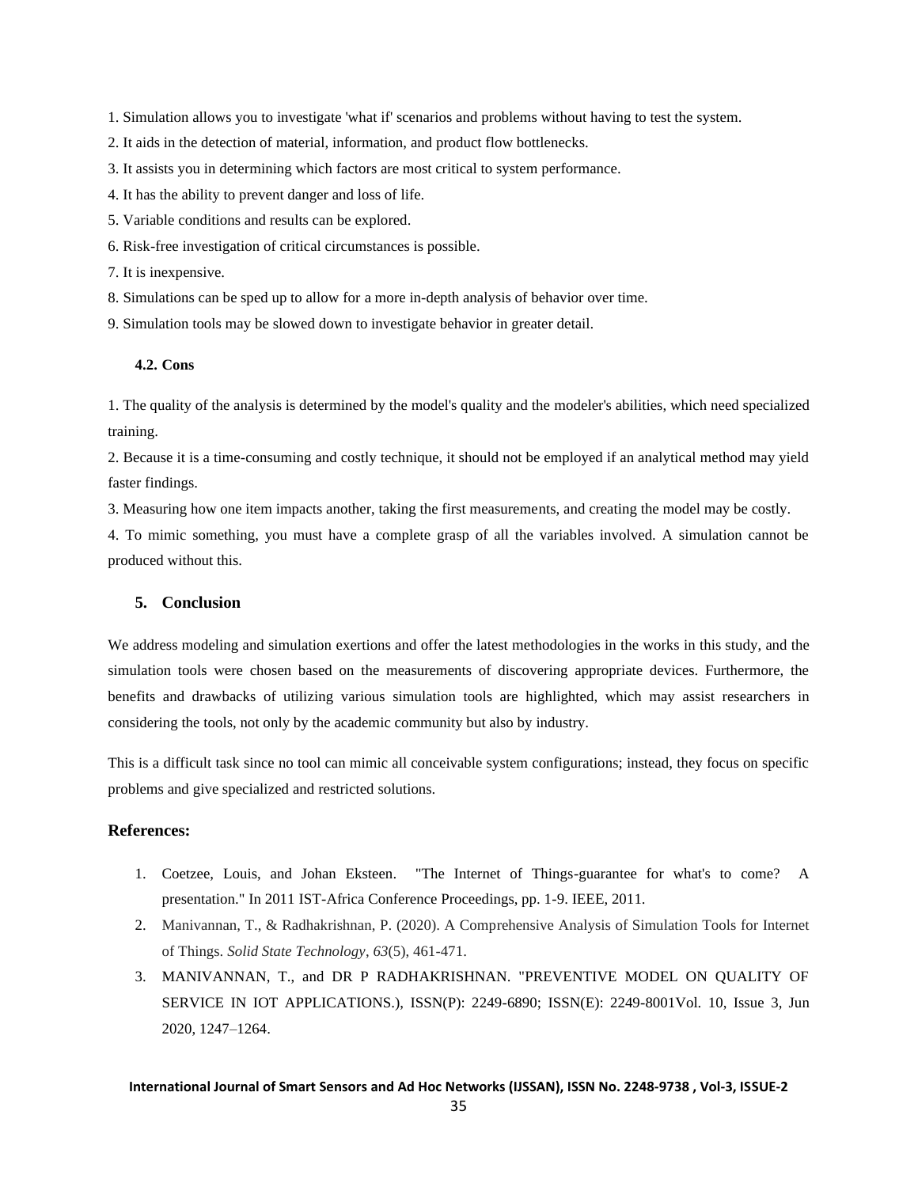1. Simulation allows you to investigate 'what if' scenarios and problems without having to test the system.
2. It aids in the detection of material, information, and product flow bottlenecks.
3. It assists you in determining which factors are most critical to system performance.
4. It has the ability to prevent danger and loss of life.
5. Variable conditions and results can be explored.
6. Risk-free investigation of critical circumstances is possible.
7. It is inexpensive.
8. Simulations can be sped up to allow for a more in-depth analysis of behavior over time.
9. Simulation tools may be slowed down to investigate behavior in greater detail.

### 4.2. Cons

1. The quality of the analysis is determined by the model's quality and the modeler's abilities, which need specialized training.
2. Because it is a time-consuming and costly technique, it should not be employed if an analytical method may yield faster findings.
3. Measuring how one item impacts another, taking the first measurements, and creating the model may be costly.
4. To mimic something, you must have a complete grasp of all the variables involved. A simulation cannot be produced without this.

## 5. Conclusion

We address modeling and simulation exertions and offer the latest methodologies in the works in this study, and the simulation tools were chosen based on the measurements of discovering appropriate devices. Furthermore, the benefits and drawbacks of utilizing various simulation tools are highlighted, which may assist researchers in considering the tools, not only by the academic community but also by industry.

This is a difficult task since no tool can mimic all conceivable system configurations; instead, they focus on specific problems and give specialized and restricted solutions.

## References:

1. Coetzee, Louis, and Johan Eksteen. "The Internet of Things-guarantee for what's to come? A presentation." In 2011 IST-Africa Conference Proceedings, pp. 1-9. IEEE, 2011.
2. Manivannan, T., & Radhakrishnan, P. (2020). A Comprehensive Analysis of Simulation Tools for Internet of Things. *Solid State Technology*, *63*(5), 461-471.
3. MANIVANNAN, T., and DR P RADHAKRISHNAN. "PREVENTIVE MODEL ON QUALITY OF SERVICE IN IOT APPLICATIONS.), ISSN(P): 2249-6890; ISSN(E): 2249-8001Vol. 10, Issue 3, Jun 2020, 1247–1264.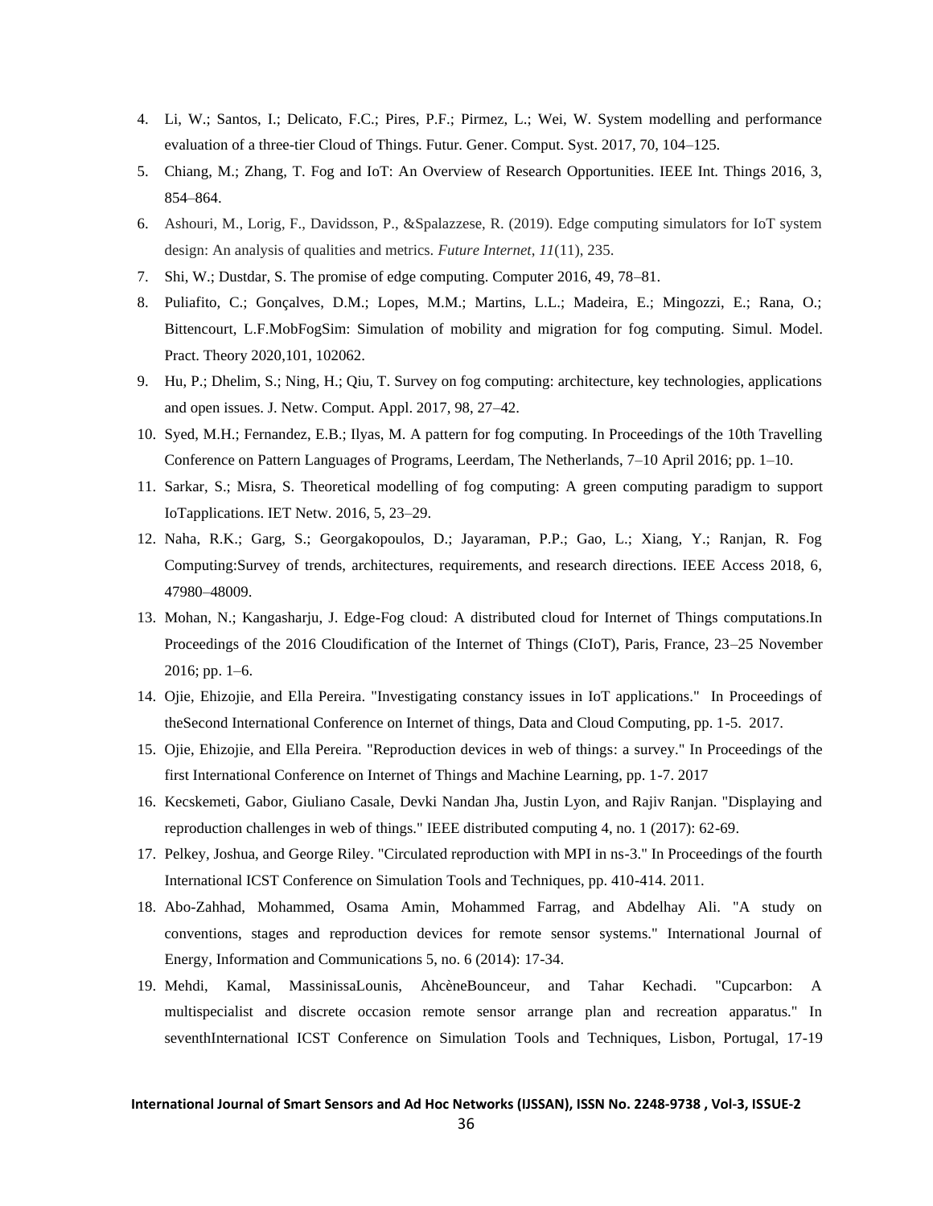4. Li, W.; Santos, I.; Delicato, F.C.; Pires, P.F.; Pirmez, L.; Wei, W. System modelling and performance evaluation of a three-tier Cloud of Things. Futur. Gener. Comput. Syst. 2017, 70, 104–125.
5. Chiang, M.; Zhang, T. Fog and IoT: An Overview of Research Opportunities. IEEE Int. Things 2016, 3, 854–864.
6. Ashouri, M., Lorig, F., Davidsson, P., &Spalazzese, R. (2019). Edge computing simulators for IoT system design: An analysis of qualities and metrics. *Future Internet*, *11*(11), 235.
7. Shi, W.; Dustdar, S. The promise of edge computing. Computer 2016, 49, 78–81.
8. Puliafito, C.; Gonçalves, D.M.; Lopes, M.M.; Martins, L.L.; Madeira, E.; Mingozzi, E.; Rana, O.; Bittencourt, L.F.MobFogSim: Simulation of mobility and migration for fog computing. Simul. Model. Pract. Theory 2020,101, 102062.
9. Hu, P.; Dhelim, S.; Ning, H.; Qiu, T. Survey on fog computing: architecture, key technologies, applications and open issues. J. Netw. Comput. Appl. 2017, 98, 27–42.
10. Syed, M.H.; Fernandez, E.B.; Ilyas, M. A pattern for fog computing. In Proceedings of the 10th Travelling Conference on Pattern Languages of Programs, Leerdam, The Netherlands, 7–10 April 2016; pp. 1–10.
11. Sarkar, S.; Misra, S. Theoretical modelling of fog computing: A green computing paradigm to support IoTapplications. IET Netw. 2016, 5, 23–29.
12. Naha, R.K.; Garg, S.; Georgakopoulos, D.; Jayaraman, P.P.; Gao, L.; Xiang, Y.; Ranjan, R. Fog Computing:Survey of trends, architectures, requirements, and research directions. IEEE Access 2018, 6, 47980–48009.
13. Mohan, N.; Kangasharju, J. Edge-Fog cloud: A distributed cloud for Internet of Things computations.In Proceedings of the 2016 Cloudification of the Internet of Things (CIoT), Paris, France, 23–25 November 2016; pp. 1–6.
14. Ojie, Ehizojie, and Ella Pereira. "Investigating constancy issues in IoT applications." In Proceedings of theSecond International Conference on Internet of things, Data and Cloud Computing, pp. 1-5. 2017.
15. Ojie, Ehizojie, and Ella Pereira. "Reproduction devices in web of things: a survey." In Proceedings of the first International Conference on Internet of Things and Machine Learning, pp. 1-7. 2017
16. Kecskemeti, Gabor, Giuliano Casale, Devki Nandan Jha, Justin Lyon, and Rajiv Ranjan. "Displaying and reproduction challenges in web of things." IEEE distributed computing 4, no. 1 (2017): 62-69.
17. Pelkey, Joshua, and George Riley. "Circulated reproduction with MPI in ns-3." In Proceedings of the fourth International ICST Conference on Simulation Tools and Techniques, pp. 410-414. 2011.
18. Abo-Zahhad, Mohammed, Osama Amin, Mohammed Farrag, and Abdelhay Ali. "A study on conventions, stages and reproduction devices for remote sensor systems." International Journal of Energy, Information and Communications 5, no. 6 (2014): 17-34.
19. Mehdi, Kamal, MassinissaLounis, AhcèneBounceur, and Tahar Kechadi. "Cupcarbon: A multispecialist and discrete occasion remote sensor arrange plan and recreation apparatus." In seventhInternational ICST Conference on Simulation Tools and Techniques, Lisbon, Portugal, 17-19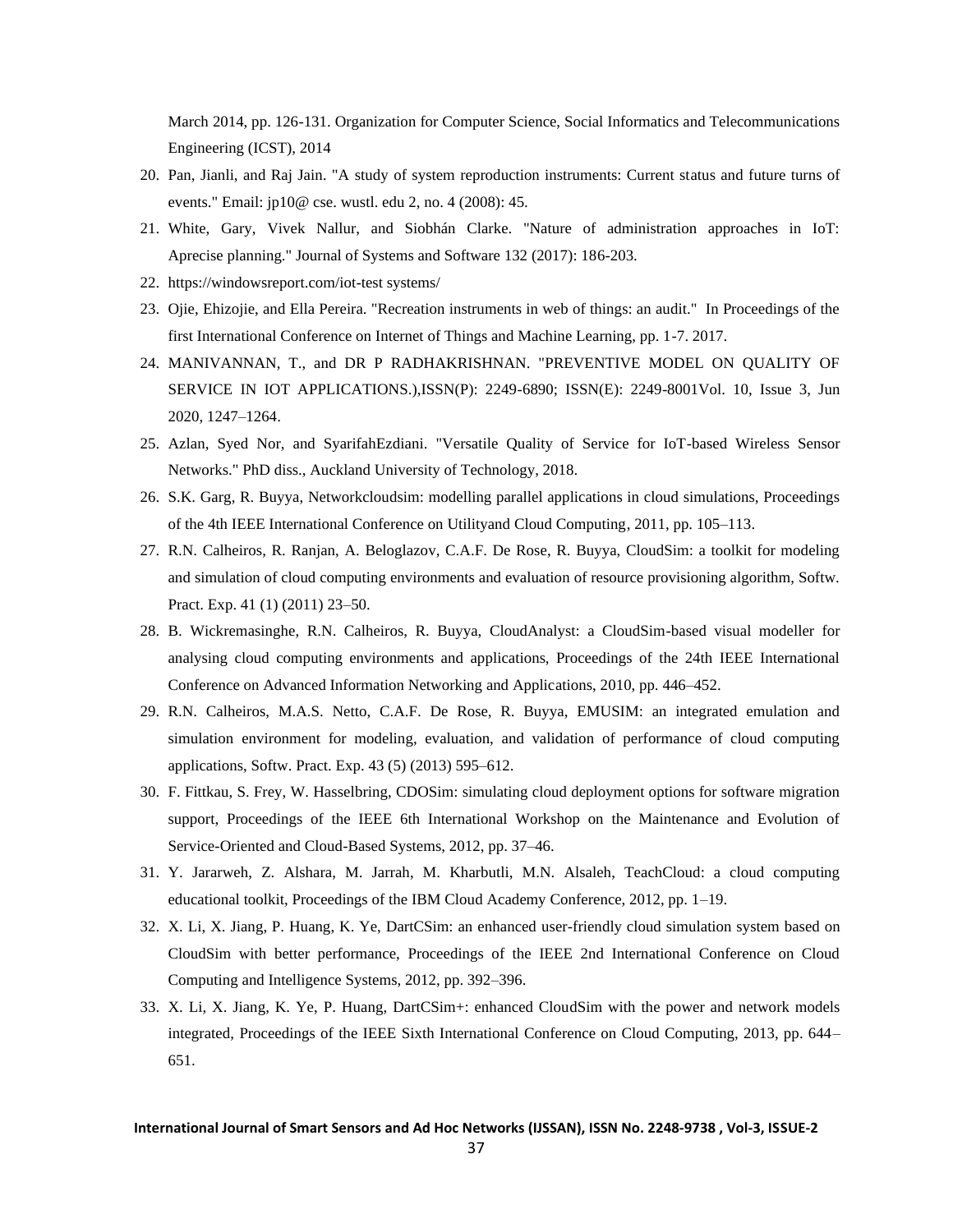March 2014, pp. 126-131. Organization for Computer Science, Social Informatics and Telecommunications Engineering (ICST), 2014

20. Pan, Jianli, and Raj Jain. "A study of system reproduction instruments: Current status and future turns of events." Email: jp10@ cse. wustl. edu 2, no. 4 (2008): 45.
21. White, Gary, Vivek Nallur, and Siobhán Clarke. "Nature of administration approaches in IoT: Aprecise planning." Journal of Systems and Software 132 (2017): 186-203.
22. https://windowsreport.com/iot-test systems/
23. Ojie, Ehizojie, and Ella Pereira. "Recreation instruments in web of things: an audit." In Proceedings of the first International Conference on Internet of Things and Machine Learning, pp. 1-7. 2017.
24. MANIVANNAN, T., and DR P RADHAKRISHNAN. "PREVENTIVE MODEL ON QUALITY OF SERVICE IN IOT APPLICATIONS.),ISSN(P): 2249-6890; ISSN(E): 2249-8001Vol. 10, Issue 3, Jun 2020, 1247–1264.
25. Azlan, Syed Nor, and SyarifahEzdiani. "Versatile Quality of Service for IoT-based Wireless Sensor Networks." PhD diss., Auckland University of Technology, 2018.
26. S.K. Garg, R. Buyya, Networkcloudsim: modelling parallel applications in cloud simulations, Proceedings of the 4th IEEE International Conference on Utilityand Cloud Computing, 2011, pp. 105–113.
27. R.N. Calheiros, R. Ranjan, A. Beloglazov, C.A.F. De Rose, R. Buyya, CloudSim: a toolkit for modeling and simulation of cloud computing environments and evaluation of resource provisioning algorithm, Softw. Pract. Exp. 41 (1) (2011) 23–50.
28. B. Wickremasinghe, R.N. Calheiros, R. Buyya, CloudAnalyst: a CloudSim-based visual modeller for analysing cloud computing environments and applications, Proceedings of the 24th IEEE International Conference on Advanced Information Networking and Applications, 2010, pp. 446–452.
29. R.N. Calheiros, M.A.S. Netto, C.A.F. De Rose, R. Buyya, EMUSIM: an integrated emulation and simulation environment for modeling, evaluation, and validation of performance of cloud computing applications, Softw. Pract. Exp. 43 (5) (2013) 595–612.
30. F. Fittkau, S. Frey, W. Hasselbring, CDOSim: simulating cloud deployment options for software migration support, Proceedings of the IEEE 6th International Workshop on the Maintenance and Evolution of Service-Oriented and Cloud-Based Systems, 2012, pp. 37–46.
31. Y. Jararweh, Z. Alshara, M. Jarrah, M. Kharbutli, M.N. Alsaleh, TeachCloud: a cloud computing educational toolkit, Proceedings of the IBM Cloud Academy Conference, 2012, pp. 1–19.
32. X. Li, X. Jiang, P. Huang, K. Ye, DartCSim: an enhanced user-friendly cloud simulation system based on CloudSim with better performance, Proceedings of the IEEE 2nd International Conference on Cloud Computing and Intelligence Systems, 2012, pp. 392–396.
33. X. Li, X. Jiang, K. Ye, P. Huang, DartCSim+: enhanced CloudSim with the power and network models integrated, Proceedings of the IEEE Sixth International Conference on Cloud Computing, 2013, pp. 644–651.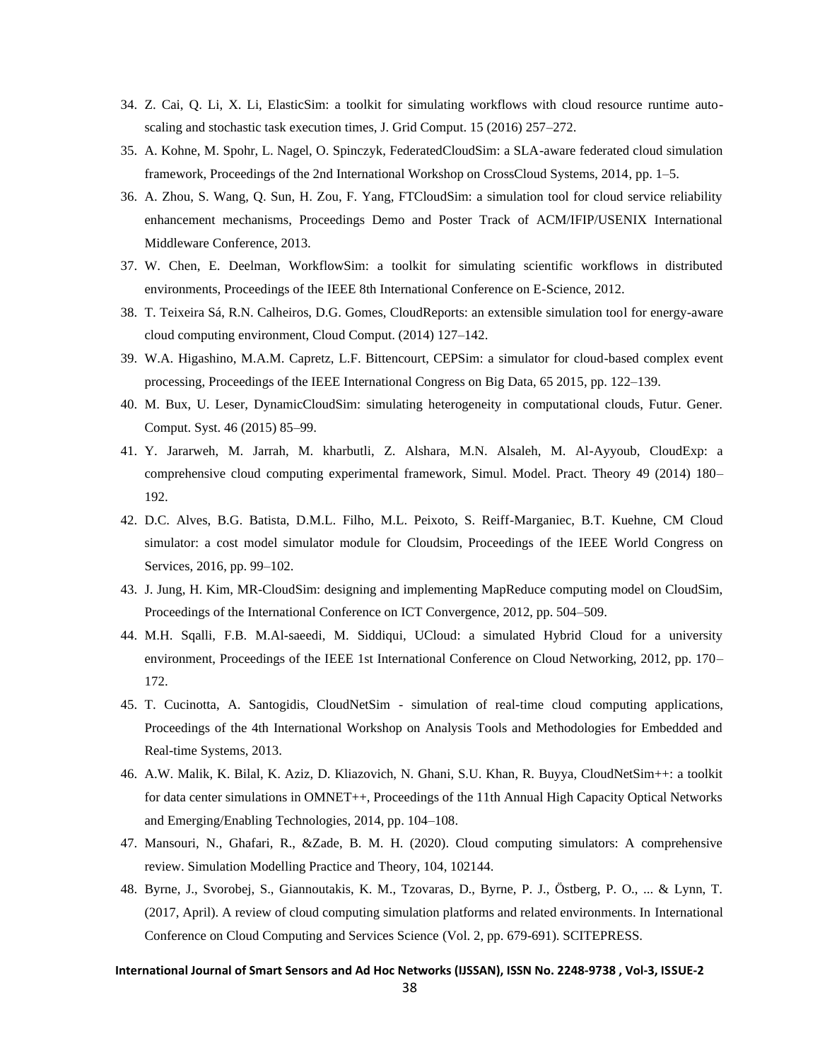34. Z. Cai, Q. Li, X. Li, ElasticSim: a toolkit for simulating workflows with cloud resource runtime auto-scaling and stochastic task execution times, J. Grid Comput. 15 (2016) 257–272.
35. A. Kohne, M. Spohr, L. Nagel, O. Spinczyk, FederatedCloudSim: a SLA-aware federated cloud simulation framework, Proceedings of the 2nd International Workshop on CrossCloud Systems, 2014, pp. 1–5.
36. A. Zhou, S. Wang, Q. Sun, H. Zou, F. Yang, FTCloudSim: a simulation tool for cloud service reliability enhancement mechanisms, Proceedings Demo and Poster Track of ACM/IFIP/USENIX International Middleware Conference, 2013.
37. W. Chen, E. Deelman, WorkflowSim: a toolkit for simulating scientific workflows in distributed environments, Proceedings of the IEEE 8th International Conference on E-Science, 2012.
38. T. Teixeira Sá, R.N. Calheiros, D.G. Gomes, CloudReports: an extensible simulation tool for energy-aware cloud computing environment, Cloud Comput. (2014) 127–142.
39. W.A. Higashino, M.A.M. Capretz, L.F. Bittencourt, CEPSim: a simulator for cloud-based complex event processing, Proceedings of the IEEE International Congress on Big Data, 65 2015, pp. 122–139.
40. M. Bux, U. Leser, DynamicCloudSim: simulating heterogeneity in computational clouds, Futur. Gener. Comput. Syst. 46 (2015) 85–99.
41. Y. Jararweh, M. Jarrah, M. kharbutli, Z. Alshara, M.N. Alsaleh, M. Al-Ayyoub, CloudExp: a comprehensive cloud computing experimental framework, Simul. Model. Pract. Theory 49 (2014) 180–192.
42. D.C. Alves, B.G. Batista, D.M.L. Filho, M.L. Peixoto, S. Reiff-Marganiec, B.T. Kuehne, CM Cloud simulator: a cost model simulator module for Cloudsim, Proceedings of the IEEE World Congress on Services, 2016, pp. 99–102.
43. J. Jung, H. Kim, MR-CloudSim: designing and implementing MapReduce computing model on CloudSim, Proceedings of the International Conference on ICT Convergence, 2012, pp. 504–509.
44. M.H. Sqalli, F.B. M.Al-saeedi, M. Siddiqui, UCloud: a simulated Hybrid Cloud for a university environment, Proceedings of the IEEE 1st International Conference on Cloud Networking, 2012, pp. 170–172.
45. T. Cucinotta, A. Santogidis, CloudNetSim - simulation of real-time cloud computing applications, Proceedings of the 4th International Workshop on Analysis Tools and Methodologies for Embedded and Real-time Systems, 2013.
46. A.W. Malik, K. Bilal, K. Aziz, D. Kliazovich, N. Ghani, S.U. Khan, R. Buyya, CloudNetSim++: a toolkit for data center simulations in OMNET++, Proceedings of the 11th Annual High Capacity Optical Networks and Emerging/Enabling Technologies, 2014, pp. 104–108.
47. Mansouri, N., Ghafari, R., &Zade, B. M. H. (2020). Cloud computing simulators: A comprehensive review. Simulation Modelling Practice and Theory, 104, 102144.
48. Byrne, J., Svorobej, S., Giannoutakis, K. M., Tzovaras, D., Byrne, P. J., Östberg, P. O., ... & Lynn, T. (2017, April). A review of cloud computing simulation platforms and related environments. In International Conference on Cloud Computing and Services Science (Vol. 2, pp. 679-691). SCITEPRESS.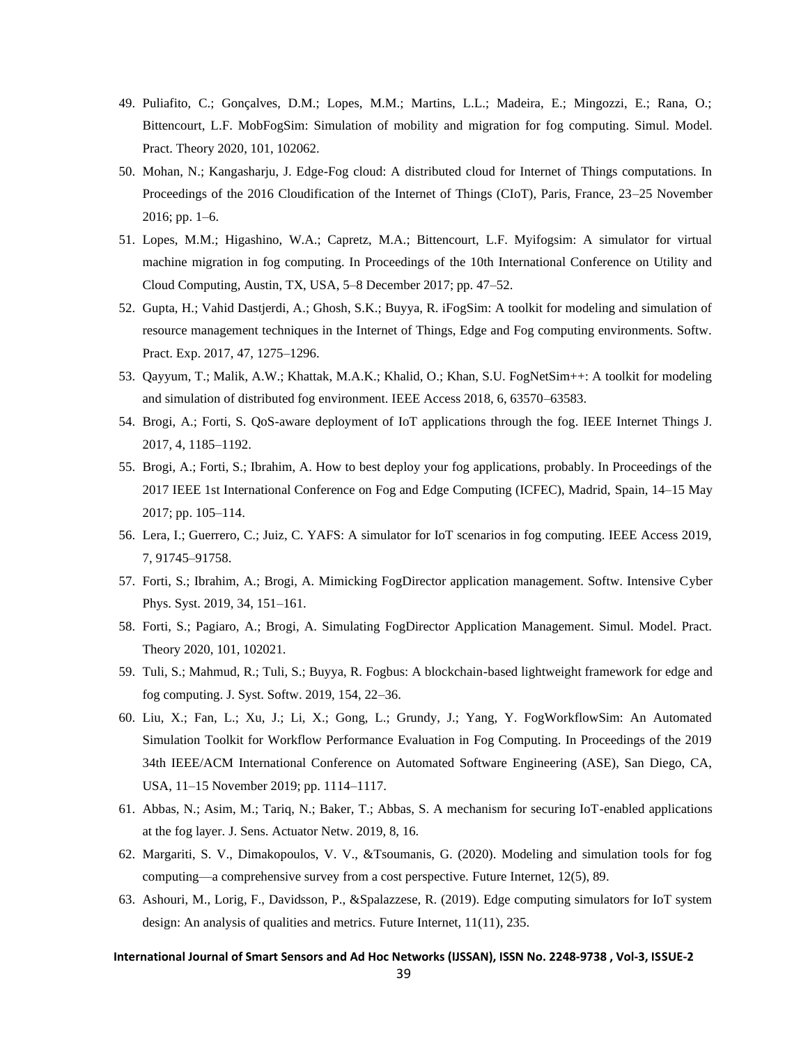49. Puliafito, C.; Gonçalves, D.M.; Lopes, M.M.; Martins, L.L.; Madeira, E.; Mingozzi, E.; Rana, O.; Bittencourt, L.F. MobFogSim: Simulation of mobility and migration for fog computing. Simul. Model. Pract. Theory 2020, 101, 102062.
50. Mohan, N.; Kangasharju, J. Edge-Fog cloud: A distributed cloud for Internet of Things computations. In Proceedings of the 2016 Cloudification of the Internet of Things (CIoT), Paris, France, 23–25 November 2016; pp. 1–6.
51. Lopes, M.M.; Higashino, W.A.; Capretz, M.A.; Bittencourt, L.F. Myifogsim: A simulator for virtual machine migration in fog computing. In Proceedings of the 10th International Conference on Utility and Cloud Computing, Austin, TX, USA, 5–8 December 2017; pp. 47–52.
52. Gupta, H.; Vahid Dastjerdi, A.; Ghosh, S.K.; Buyya, R. iFogSim: A toolkit for modeling and simulation of resource management techniques in the Internet of Things, Edge and Fog computing environments. Softw. Pract. Exp. 2017, 47, 1275–1296.
53. Qayyum, T.; Malik, A.W.; Khattak, M.A.K.; Khalid, O.; Khan, S.U. FogNetSim++: A toolkit for modeling and simulation of distributed fog environment. IEEE Access 2018, 6, 63570–63583.
54. Brogi, A.; Forti, S. QoS-aware deployment of IoT applications through the fog. IEEE Internet Things J. 2017, 4, 1185–1192.
55. Brogi, A.; Forti, S.; Ibrahim, A. How to best deploy your fog applications, probably. In Proceedings of the 2017 IEEE 1st International Conference on Fog and Edge Computing (ICFEC), Madrid, Spain, 14–15 May 2017; pp. 105–114.
56. Lera, I.; Guerrero, C.; Juiz, C. YAFS: A simulator for IoT scenarios in fog computing. IEEE Access 2019, 7, 91745–91758.
57. Forti, S.; Ibrahim, A.; Brogi, A. Mimicking FogDirector application management. Softw. Intensive Cyber Phys. Syst. 2019, 34, 151–161.
58. Forti, S.; Pagiaro, A.; Brogi, A. Simulating FogDirector Application Management. Simul. Model. Pract. Theory 2020, 101, 102021.
59. Tuli, S.; Mahmud, R.; Tuli, S.; Buyya, R. Fogbus: A blockchain-based lightweight framework for edge and fog computing. J. Syst. Softw. 2019, 154, 22–36.
60. Liu, X.; Fan, L.; Xu, J.; Li, X.; Gong, L.; Grundy, J.; Yang, Y. FogWorkflowSim: An Automated Simulation Toolkit for Workflow Performance Evaluation in Fog Computing. In Proceedings of the 2019 34th IEEE/ACM International Conference on Automated Software Engineering (ASE), San Diego, CA, USA, 11–15 November 2019; pp. 1114–1117.
61. Abbas, N.; Asim, M.; Tariq, N.; Baker, T.; Abbas, S. A mechanism for securing IoT-enabled applications at the fog layer. J. Sens. Actuator Netw. 2019, 8, 16.
62. Margariti, S. V., Dimakopoulos, V. V., &Tsoumanis, G. (2020). Modeling and simulation tools for fog computing—a comprehensive survey from a cost perspective. Future Internet, 12(5), 89.
63. Ashouri, M., Lorig, F., Davidsson, P., &Spalazzese, R. (2019). Edge computing simulators for IoT system design: An analysis of qualities and metrics. Future Internet, 11(11), 235.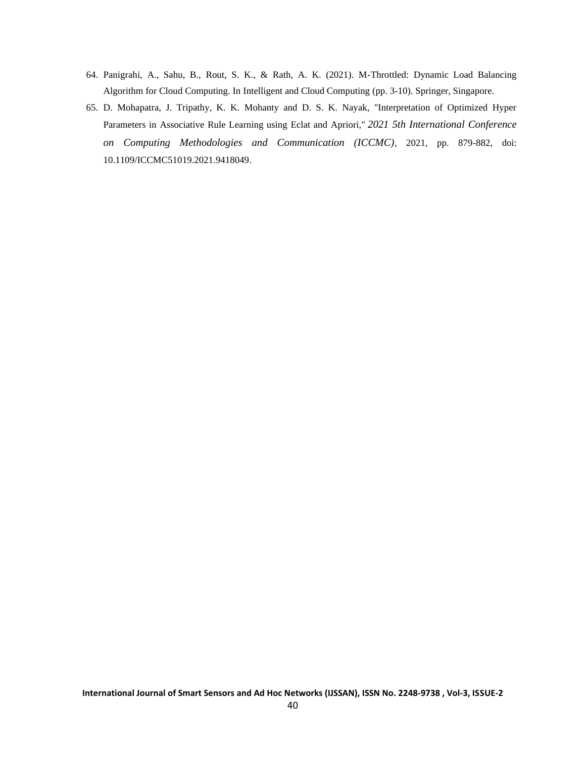64. Panigrahi, A., Sahu, B., Rout, S. K., & Rath, A. K. (2021). M-Throttled: Dynamic Load Balancing Algorithm for Cloud Computing. In Intelligent and Cloud Computing (pp. 3-10). Springer, Singapore.
65. D. Mohapatra, J. Tripathy, K. K. Mohanty and D. S. K. Nayak, "Interpretation of Optimized Hyper Parameters in Associative Rule Learning using Eclat and Apriori," *2021 5th International Conference on Computing Methodologies and Communication (ICCMC)*, 2021, pp. 879-882, doi: 10.1109/ICCMC51019.2021.9418049.